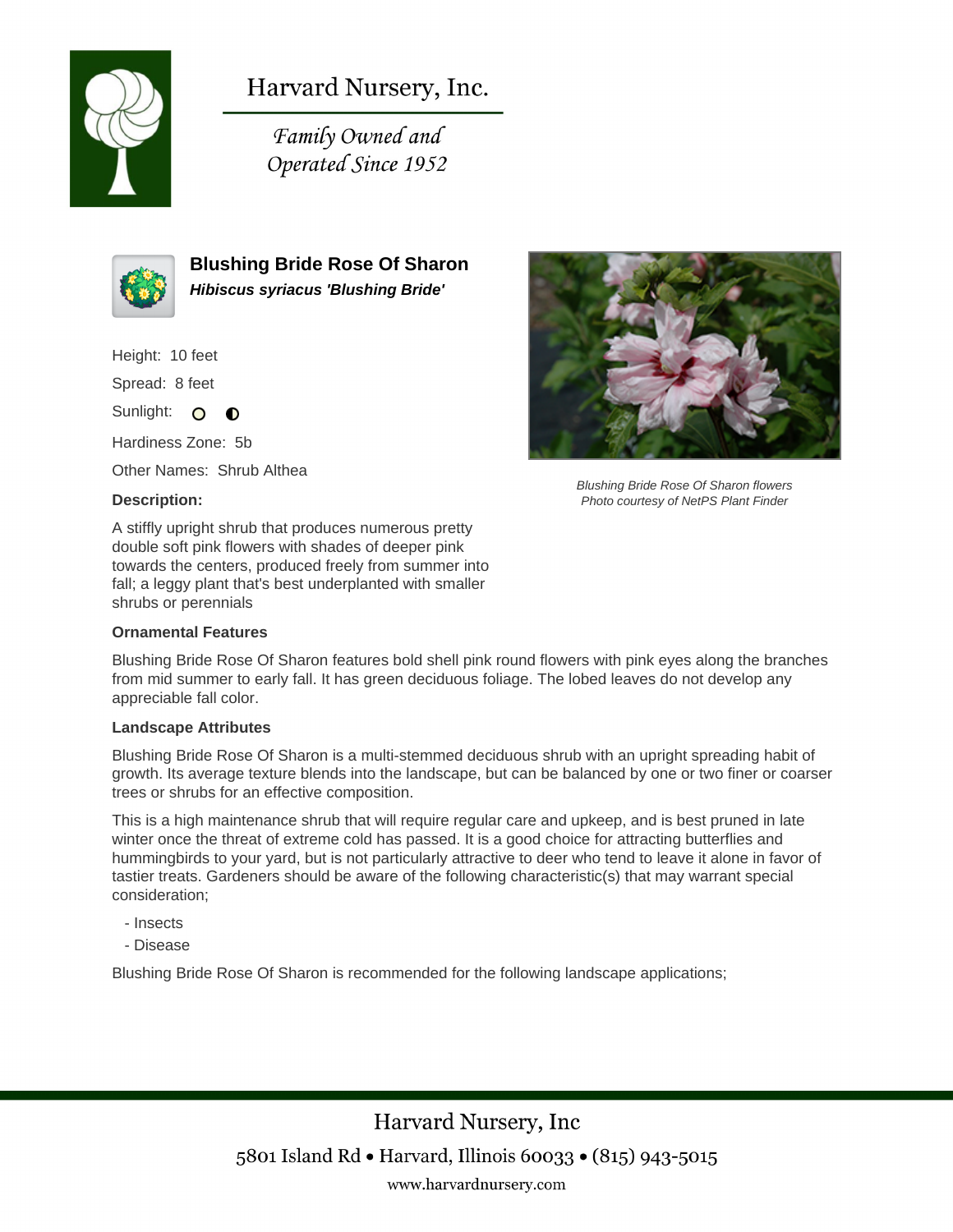# Harvard Nursery, Inc.

*Family Owned and Operated Since 1952*

## Blushing Bride Rose Of Sharon

***Hibiscus syriacus 'Blushing Bride'***

Height: 10 feet

Spread: 8 feet

Sunlight:

Hardiness Zone: 5b

Other Names: Shrub Althea

*Blushing Bride Rose Of Sharon flowers*
*Photo courtesy of NetPS Plant Finder*

**Description:**

A stiffly upright shrub that produces numerous pretty double soft pink flowers with shades of deeper pink towards the centers, produced freely from summer into fall; a leggy plant that's best underplanted with smaller shrubs or perennials

**Ornamental Features**

Blushing Bride Rose Of Sharon features bold shell pink round flowers with pink eyes along the branches from mid summer to early fall. It has green deciduous foliage. The lobed leaves do not develop any appreciable fall color.

**Landscape Attributes**

Blushing Bride Rose Of Sharon is a multi-stemmed deciduous shrub with an upright spreading habit of growth. Its average texture blends into the landscape, but can be balanced by one or two finer or coarser trees or shrubs for an effective composition.

This is a high maintenance shrub that will require regular care and upkeep, and is best pruned in late winter once the threat of extreme cold has passed. It is a good choice for attracting butterflies and hummingbirds to your yard, but is not particularly attractive to deer who tend to leave it alone in favor of tastier treats. Gardeners should be aware of the following characteristic(s) that may warrant special consideration;

- Insects
- Disease

Blushing Bride Rose Of Sharon is recommended for the following landscape applications;

Harvard Nursery, Inc

5801 Island Rd • Harvard, Illinois 60033 • (815) 943-5015

www.harvardnursery.com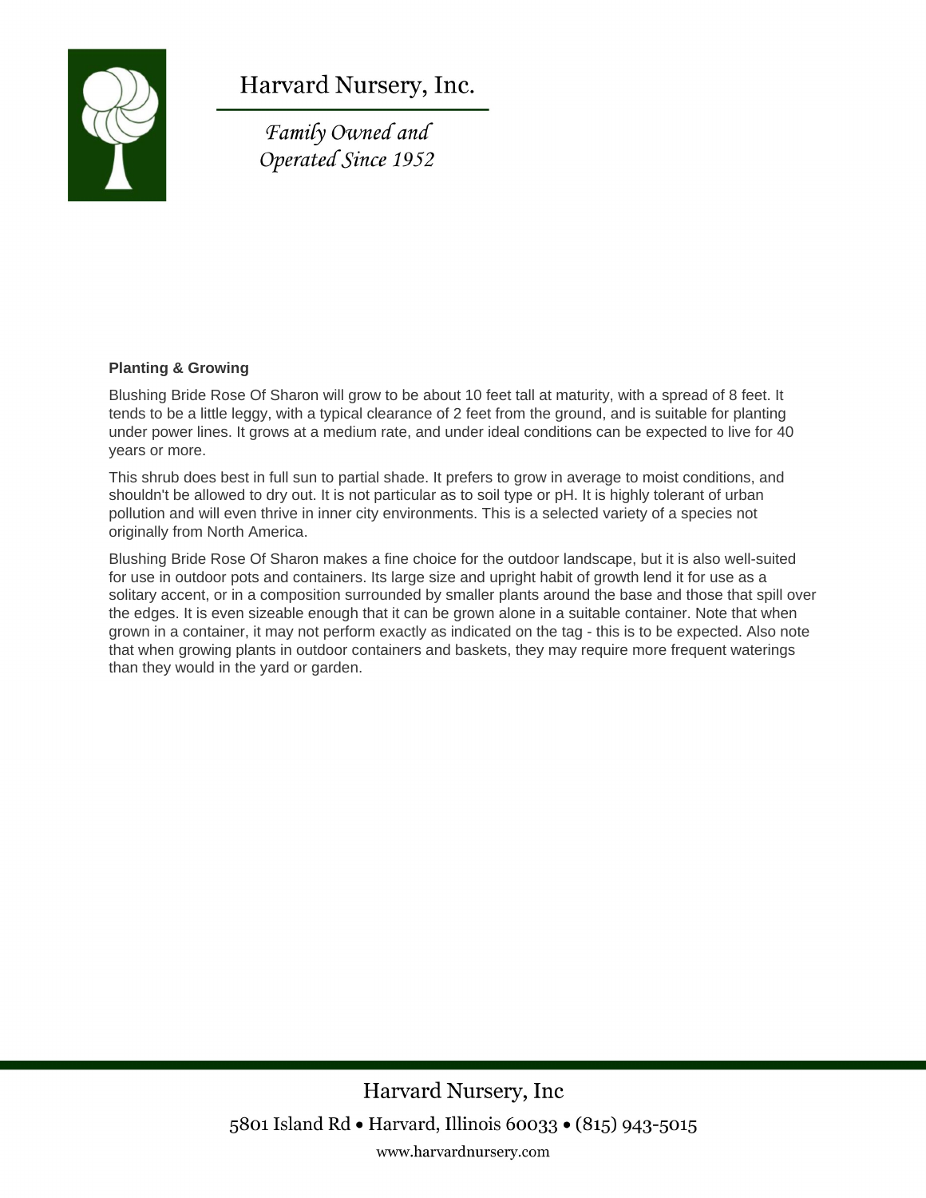Harvard Nursery, Inc.

*Family Owned and Operated Since 1952*

### Planting & Growing

Blushing Bride Rose Of Sharon will grow to be about 10 feet tall at maturity, with a spread of 8 feet. It tends to be a little leggy, with a typical clearance of 2 feet from the ground, and is suitable for planting under power lines. It grows at a medium rate, and under ideal conditions can be expected to live for 40 years or more.

This shrub does best in full sun to partial shade. It prefers to grow in average to moist conditions, and shouldn't be allowed to dry out. It is not particular as to soil type or pH. It is highly tolerant of urban pollution and will even thrive in inner city environments. This is a selected variety of a species not originally from North America.

Blushing Bride Rose Of Sharon makes a fine choice for the outdoor landscape, but it is also well-suited for use in outdoor pots and containers. Its large size and upright habit of growth lend it for use as a solitary accent, or in a composition surrounded by smaller plants around the base and those that spill over the edges. It is even sizeable enough that it can be grown alone in a suitable container. Note that when grown in a container, it may not perform exactly as indicated on the tag - this is to be expected. Also note that when growing plants in outdoor containers and baskets, they may require more frequent waterings than they would in the yard or garden.

Harvard Nursery, Inc

5801 Island Rd • Harvard, Illinois 60033 • (815) 943-5015

www.harvardnursery.com